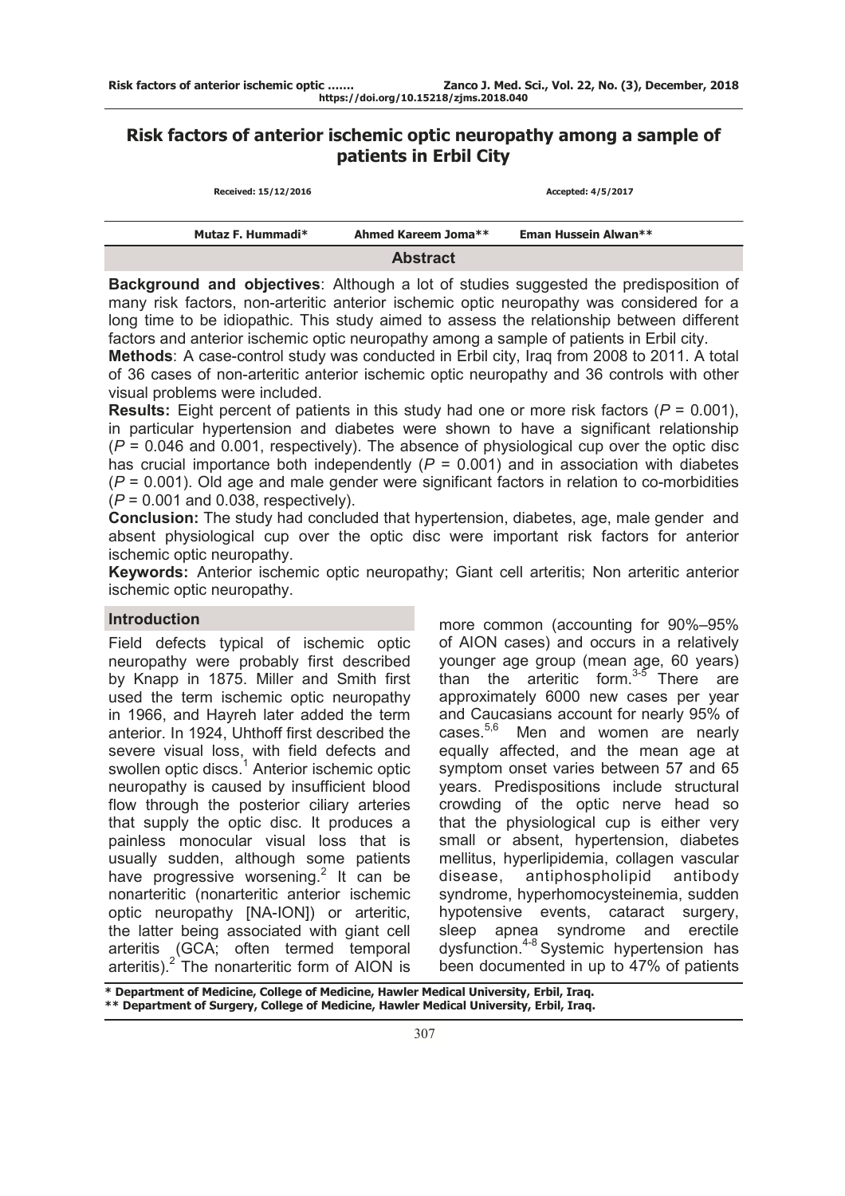# Risk factors of anterior ischemic optic neuropathy among a sample of patients in Erbil City

Received: 15/12/2016 Accepted: 4/5/2017

Mutaz F. Hummadi* Ahmed Kareem Joma** Eman Hussein Alwan**

## Abstract

**Background and objectives**: Although a lot of studies suggested the predisposition of many risk factors, non-arteritic anterior ischemic optic neuropathy was considered for a long time to be idiopathic. This study aimed to assess the relationship between different factors and anterior ischemic optic neuropathy among a sample of patients in Erbil city.

**Methods**: A case-control study was conducted in Erbil city, Iraq from 2008 to 2011. A total of 36 cases of non-arteritic anterior ischemic optic neuropathy and 36 controls with other visual problems were included.

**Results:** Eight percent of patients in this study had one or more risk factors ($P = 0.001$), in particular hypertension and diabetes were shown to have a significant relationship ($P = 0.046$ and $0.001$, respectively). The absence of physiological cup over the optic disc has crucial importance both independently ($P = 0.001$) and in association with diabetes ($P = 0.001$). Old age and male gender were significant factors in relation to co-morbidities ($P = 0.001$ and $0.038$, respectively).

**Conclusion:** The study had concluded that hypertension, diabetes, age, male gender and absent physiological cup over the optic disc were important risk factors for anterior ischemic optic neuropathy.

**Keywords:** Anterior ischemic optic neuropathy; Giant cell arteritis; Non arteritic anterior ischemic optic neuropathy.

## Introduction

Field defects typical of ischemic optic neuropathy were probably first described by Knapp in 1875. Miller and Smith first used the term ischemic optic neuropathy in 1966, and Hayreh later added the term anterior. In 1924, Uhthoff first described the severe visual loss, with field defects and swollen optic discs.[1] Anterior ischemic optic neuropathy is caused by insufficient blood flow through the posterior ciliary arteries that supply the optic disc. It produces a painless monocular visual loss that is usually sudden, although some patients have progressive worsening.[2] It can be nonarteritic (nonarteritic anterior ischemic optic neuropathy [NA-ION]) or arteritic, the latter being associated with giant cell arteritis (GCA; often termed temporal arteritis).[2] The nonarteritic form of AION is more common (accounting for 90%–95% of AION cases) and occurs in a relatively younger age group (mean age, 60 years) than the arteritic form.[3-5] There are approximately 6000 new cases per year and Caucasians account for nearly 95% of cases.[5,6] Men and women are nearly equally affected, and the mean age at symptom onset varies between 57 and 65 years. Predispositions include structural crowding of the optic nerve head so that the physiological cup is either very small or absent, hypertension, diabetes mellitus, hyperlipidemia, collagen vascular disease, antiphospholipid antibody syndrome, hyperhomocysteinemia, sudden hypotensive events, cataract surgery, sleep apnea syndrome and erectile dysfunction.[4-8] Systemic hypertension has been documented in up to 47% of patients

\* Department of Medicine, College of Medicine, Hawler Medical University, Erbil, Iraq.
\*\* Department of Surgery, College of Medicine, Hawler Medical University, Erbil, Iraq.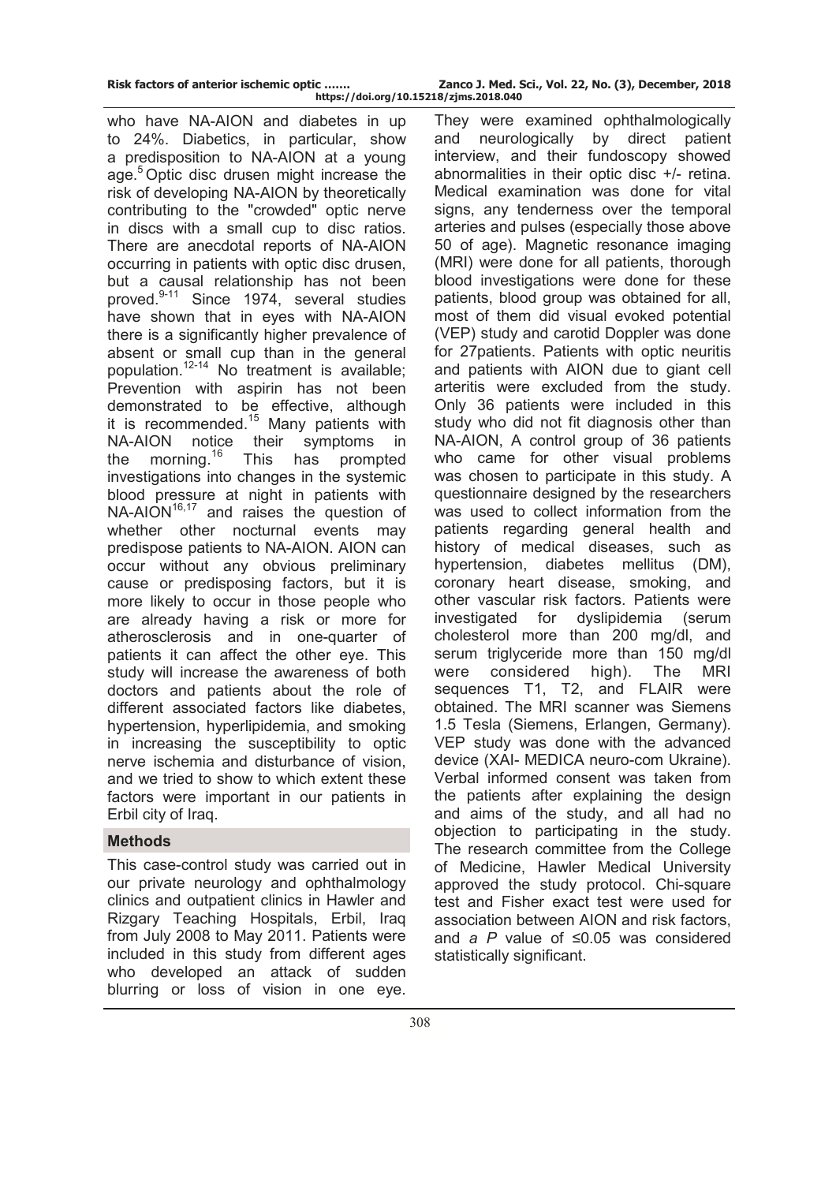who have NA-AION and diabetes in up to 24%. Diabetics, in particular, show a predisposition to NA-AION at a young age.[5] Optic disc drusen might increase the risk of developing NA-AION by theoretically contributing to the "crowded" optic nerve in discs with a small cup to disc ratios. There are anecdotal reports of NA-AION occurring in patients with optic disc drusen, but a causal relationship has not been proved.[9-11] Since 1974, several studies have shown that in eyes with NA-AION there is a significantly higher prevalence of absent or small cup than in the general population.[12-14] No treatment is available; Prevention with aspirin has not been demonstrated to be effective, although it is recommended.[15] Many patients with NA-AION notice their symptoms in the morning.[16] This has prompted investigations into changes in the systemic blood pressure at night in patients with NA-AION[16,17] and raises the question of whether other nocturnal events may predispose patients to NA-AION. AION can occur without any obvious preliminary cause or predisposing factors, but it is more likely to occur in those people who are already having a risk or more for atherosclerosis and in one-quarter of patients it can affect the other eye. This study will increase the awareness of both doctors and patients about the role of different associated factors like diabetes, hypertension, hyperlipidemia, and smoking in increasing the susceptibility to optic nerve ischemia and disturbance of vision, and we tried to show to which extent these factors were important in our patients in Erbil city of Iraq.

## Methods

This case-control study was carried out in our private neurology and ophthalmology clinics and outpatient clinics in Hawler and Rizgary Teaching Hospitals, Erbil, Iraq from July 2008 to May 2011. Patients were included in this study from different ages who developed an attack of sudden blurring or loss of vision in one eye. They were examined ophthalmologically and neurologically by direct patient interview, and their fundoscopy showed abnormalities in their optic disc +/- retina. Medical examination was done for vital signs, any tenderness over the temporal arteries and pulses (especially those above 50 of age). Magnetic resonance imaging (MRI) were done for all patients, thorough blood investigations were done for these patients, blood group was obtained for all, most of them did visual evoked potential (VEP) study and carotid Doppler was done for 27patients. Patients with optic neuritis and patients with AION due to giant cell arteritis were excluded from the study. Only 36 patients were included in this study who did not fit diagnosis other than NA-AION, A control group of 36 patients who came for other visual problems was chosen to participate in this study. A questionnaire designed by the researchers was used to collect information from the patients regarding general health and history of medical diseases, such as hypertension, diabetes mellitus (DM), coronary heart disease, smoking, and other vascular risk factors. Patients were investigated for dyslipidemia (serum cholesterol more than 200 mg/dl, and serum triglyceride more than 150 mg/dl were considered high). The MRI sequences T1, T2, and FLAIR were obtained. The MRI scanner was Siemens 1.5 Tesla (Siemens, Erlangen, Germany). VEP study was done with the advanced device (XAI- MEDICA neuro-com Ukraine). Verbal informed consent was taken from the patients after explaining the design and aims of the study, and all had no objection to participating in the study. The research committee from the College of Medicine, Hawler Medical University approved the study protocol. Chi-square test and Fisher exact test were used for association between AION and risk factors, and a $P$ value of $\leq 0.05$ was considered statistically significant.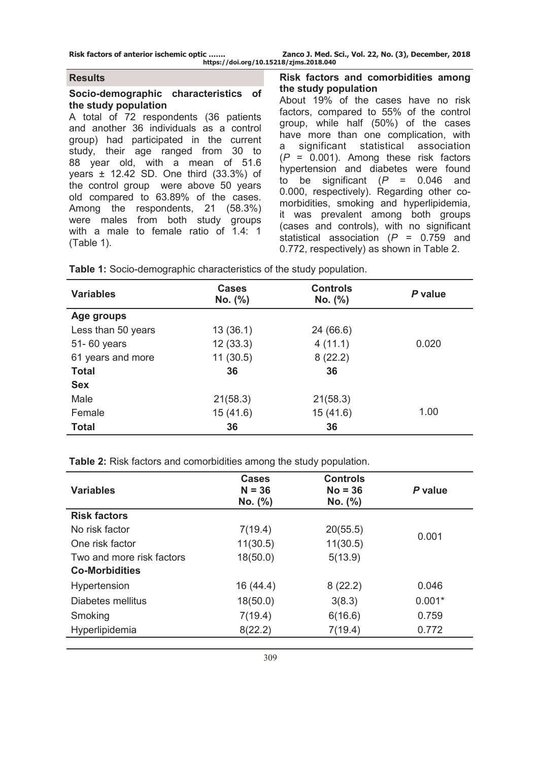## Results

### Socio-demographic characteristics of the study population

A total of 72 respondents (36 patients and another 36 individuals as a control group) had participated in the current study, their age ranged from 30 to 88 year old, with a mean of 51.6 years ± 12.42 SD. One third (33.3%) of the control group were above 50 years old compared to 63.89% of the cases. Among the respondents, 21 (58.3%) were males from both study groups with a male to female ratio of 1.4: 1 (Table 1).

### Risk factors and comorbidities among the study population

About 19% of the cases have no risk factors, compared to 55% of the control group, while half (50%) of the cases have more than one complication, with a significant statistical association (*P* = 0.001). Among these risk factors hypertension and diabetes were found to be significant (*P* = 0.046 and 0.000, respectively). Regarding other co-morbidities, smoking and hyperlipidemia, it was prevalent among both groups (cases and controls), with no significant statistical association (*P* = 0.759 and 0.772, respectively) as shown in Table 2.

**Table 1:** Socio-demographic characteristics of the study population.

| Variables | Cases No. (%) | Controls No. (%) | *P* value |
|---|---|---|---|
| **Age groups** | | | |
| Less than 50 years | 13 (36.1) | 24 (66.6) | |
| 51- 60 years | 12 (33.3) | 4 (11.1) | 0.020 |
| 61 years and more | 11 (30.5) | 8 (22.2) | |
| **Total** | **36** | **36** | |
| **Sex** | | | |
| Male | 21(58.3) | 21(58.3) | |
| Female | 15 (41.6) | 15 (41.6) | 1.00 |
| **Total** | **36** | **36** | |

**Table 2:** Risk factors and comorbidities among the study population.

| Variables | Cases N = 36 No. (%) | Controls No = 36 No. (%) | *P* value |
|---|---|---|---|
| **Risk factors** | | | |
| No risk factor | 7(19.4) | 20(55.5) | 0.001 |
| One risk factor | 11(30.5) | 11(30.5) | |
| Two and more risk factors | 18(50.0) | 5(13.9) | |
| **Co-Morbidities** | | | |
| Hypertension | 16 (44.4) | 8 (22.2) | 0.046 |
| Diabetes mellitus | 18(50.0) | 3(8.3) | 0.001* |
| Smoking | 7(19.4) | 6(16.6) | 0.759 |
| Hyperlipidemia | 8(22.2) | 7(19.4) | 0.772 |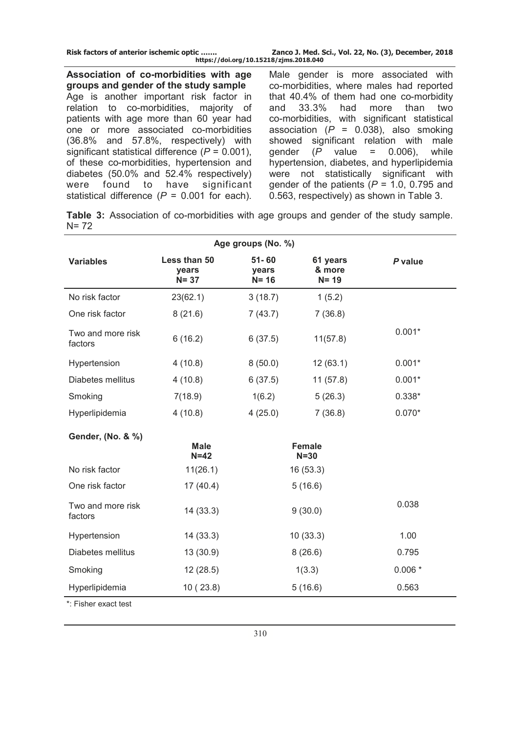**Association of co-morbidities with age groups and gender of the study sample**

Age is another important risk factor in relation to co-morbidities, majority of patients with age more than 60 year had one or more associated co-morbidities (36.8% and 57.8%, respectively) with significant statistical difference ($P$ = 0.001), of these co-morbidities, hypertension and diabetes (50.0% and 52.4% respectively) were found to have significant statistical difference ($P$ = 0.001 for each). Male gender is more associated with co-morbidities, where males had reported that 40.4% of them had one co-morbidity and 33.3% had more than two co-morbidities, with significant statistical association ($P$ = 0.038), also smoking showed significant relation with male gender ($P$ value = 0.006), while hypertension, diabetes, and hyperlipidemia were not statistically significant with gender of the patients ($P$ = 1.0, 0.795 and 0.563, respectively) as shown in Table 3.

**Table 3:** Association of co-morbidities with age groups and gender of the study sample. N= 72

| | Age groups (No. %) | | | |
|---|---|---|---|---|
| **Variables** | **Less than 50 years N= 37** | **51- 60 years N= 16** | **61 years & more N= 19** | ***P* value** |
| No risk factor | 23(62.1) | 3 (18.7) | 1 (5.2) | |
| One risk factor | 8 (21.6) | 7 (43.7) | 7 (36.8) | |
| Two and more risk factors | 6 (16.2) | 6 (37.5) | 11(57.8) | 0.001* |
| Hypertension | 4 (10.8) | 8 (50.0) | 12 (63.1) | 0.001* |
| Diabetes mellitus | 4 (10.8) | 6 (37.5) | 11 (57.8) | 0.001* |
| Smoking | 7(18.9) | 1(6.2) | 5 (26.3) | 0.338* |
| Hyperlipidemia | 4 (10.8) | 4 (25.0) | 7 (36.8) | 0.070* |
| **Gender, (No. & %)** | **Male N=42** | | **Female N=30** | |
| No risk factor | 11(26.1) | | 16 (53.3) | |
| One risk factor | 17 (40.4) | | 5 (16.6) | |
| Two and more risk factors | 14 (33.3) | | 9 (30.0) | 0.038 |
| Hypertension | 14 (33.3) | | 10 (33.3) | 1.00 |
| Diabetes mellitus | 13 (30.9) | | 8 (26.6) | 0.795 |
| Smoking | 12 (28.5) | | 1(3.3) | 0.006 * |
| Hyperlipidemia | 10 ( 23.8) | | 5 (16.6) | 0.563 |

*: Fisher exact test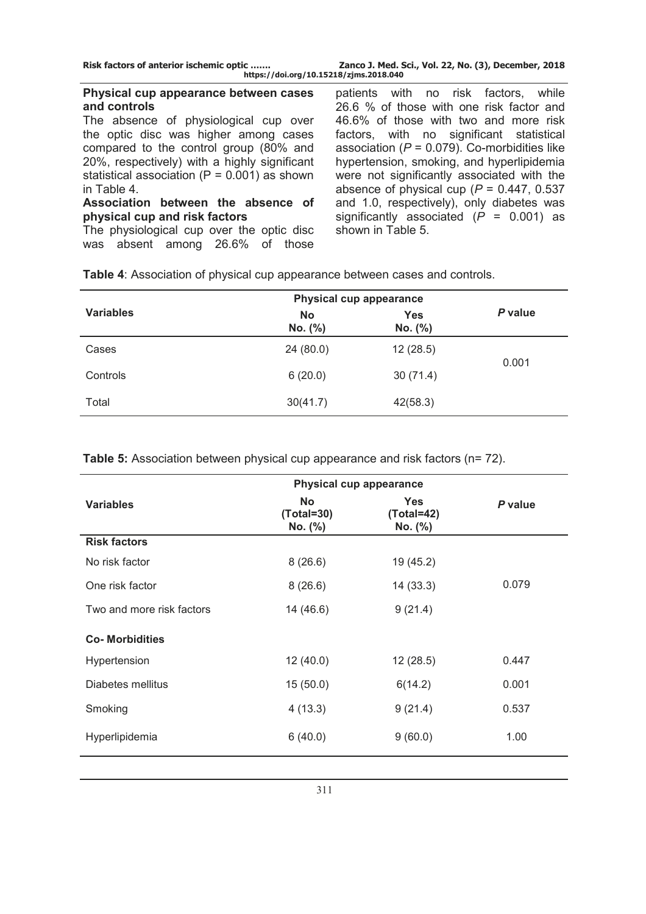### Physical cup appearance between cases and controls

The absence of physiological cup over the optic disc was higher among cases compared to the control group (80% and 20%, respectively) with a highly significant statistical association (P = 0.001) as shown in Table 4.

### Association between the absence of physical cup and risk factors

The physiological cup over the optic disc was absent among 26.6% of those patients with no risk factors, while 26.6 % of those with one risk factor and 46.6% of those with two and more risk factors, with no significant statistical association (*P* = 0.079). Co-morbidities like hypertension, smoking, and hyperlipidemia were not significantly associated with the absence of physical cup (*P* = 0.447, 0.537 and 1.0, respectively), only diabetes was significantly associated (*P* = 0.001) as shown in Table 5.

**Table 4**: Association of physical cup appearance between cases and controls.

| Variables | Physical cup appearance | | *P* value |
|---|---|---|---|
| | No<br>No. (%) | Yes<br>No. (%) | |
| Cases | 24 (80.0) | 12 (28.5) | 0.001 |
| Controls | 6 (20.0) | 30 (71.4) | |
| Total | 30(41.7) | 42(58.3) | |

**Table 5:** Association between physical cup appearance and risk factors (n= 72).

| Variables | Physical cup appearance | | *P* value |
|---|---|---|---|
| | No<br>(Total=30)<br>No. (%) | Yes<br>(Total=42)<br>No. (%) | |
| **Risk factors** | | | |
| No risk factor | 8 (26.6) | 19 (45.2) | |
| One risk factor | 8 (26.6) | 14 (33.3) | 0.079 |
| Two and more risk factors | 14 (46.6) | 9 (21.4) | |
| **Co- Morbidities** | | | |
| Hypertension | 12 (40.0) | 12 (28.5) | 0.447 |
| Diabetes mellitus | 15 (50.0) | 6(14.2) | 0.001 |
| Smoking | 4 (13.3) | 9 (21.4) | 0.537 |
| Hyperlipidemia | 6 (40.0) | 9 (60.0) | 1.00 |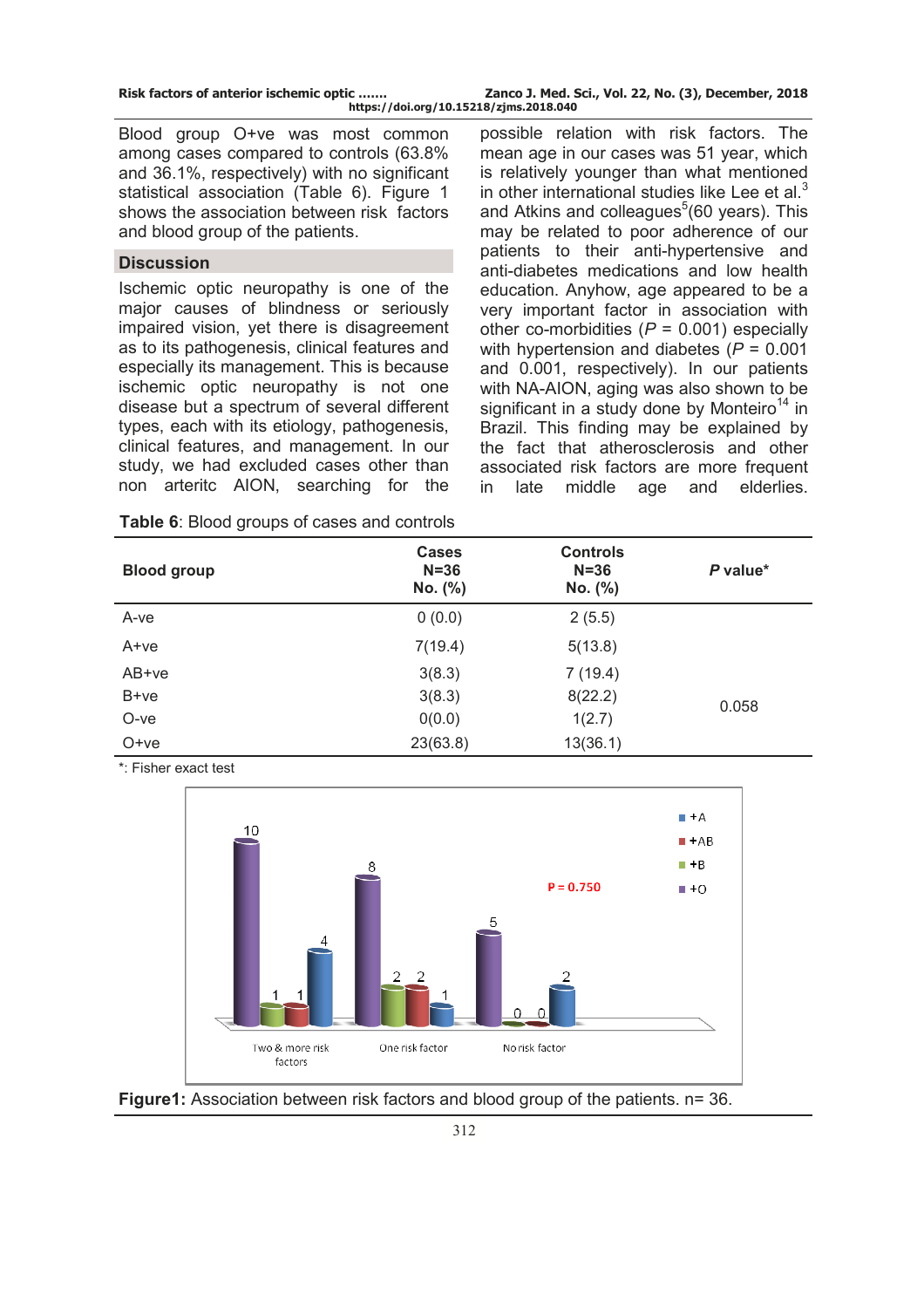Blood group O+ve was most common among cases compared to controls (63.8% and 36.1%, respectively) with no significant statistical association (Table 6). Figure 1 shows the association between risk factors and blood group of the patients.

## Discussion

Ischemic optic neuropathy is one of the major causes of blindness or seriously impaired vision, yet there is disagreement as to its pathogenesis, clinical features and especially its management. This is because ischemic optic neuropathy is not one disease but a spectrum of several different types, each with its etiology, pathogenesis, clinical features, and management. In our study, we had excluded cases other than non arteritc AION, searching for the possible relation with risk factors. The mean age in our cases was 51 year, which is relatively younger than what mentioned in other international studies like Lee et al.[3] and Atkins and colleagues[5](60 years). This may be related to poor adherence of our patients to their anti-hypertensive and anti-diabetes medications and low health education. Anyhow, age appeared to be a very important factor in association with other co-morbidities (*P* = 0.001) especially with hypertension and diabetes (*P* = 0.001 and 0.001, respectively). In our patients with NA-AION, aging was also shown to be significant in a study done by Monteiro[14] in Brazil. This finding may be explained by the fact that atherosclerosis and other associated risk factors are more frequent in late middle age and elderlies.

**Table 6**: Blood groups of cases and controls

| Blood group | Cases N=36 No. (%) | Controls N=36 No. (%) | *P* value* |
|---|---|---|---|
| A-ve | 0 (0.0) | 2 (5.5) | |
| A+ve | 7(19.4) | 5(13.8) | |
| AB+ve | 3(8.3) | 7 (19.4) | |
| B+ve | 3(8.3) | 8(22.2) | 0.058 |
| O-ve | 0(0.0) | 1(2.7) | |
| O+ve | 23(63.8) | 13(36.1) | |

*: Fisher exact test

**Figure1:** Association between risk factors and blood group of the patients. n= 36.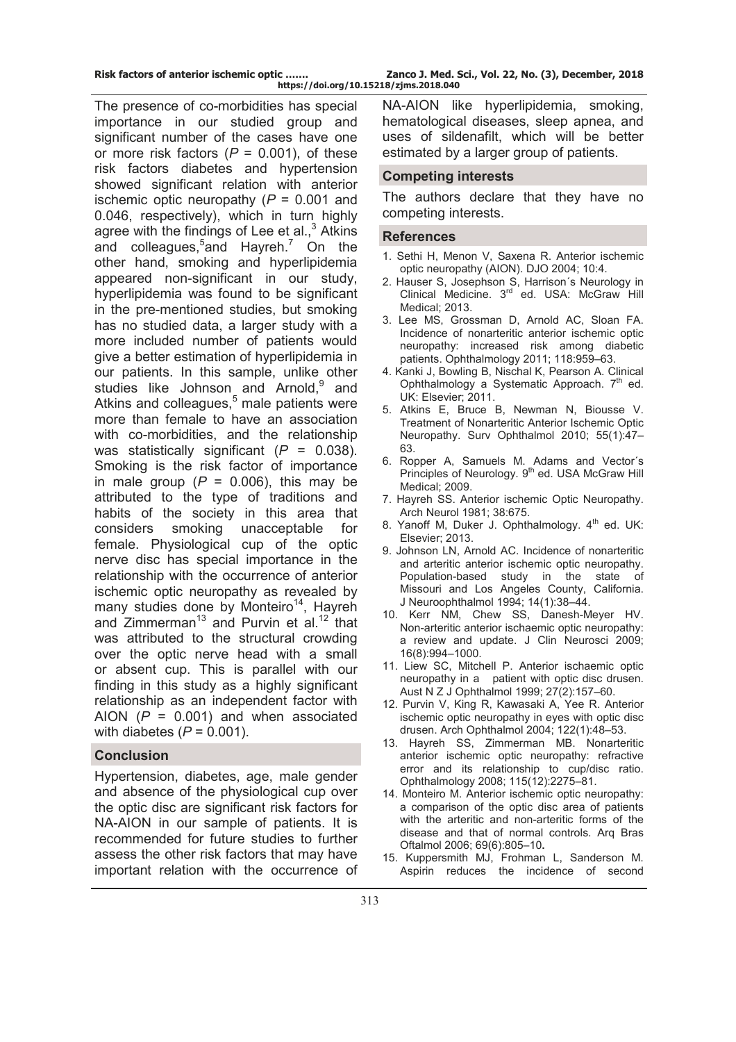The presence of co-morbidities has special importance in our studied group and significant number of the cases have one or more risk factors ($P$ = 0.001), of these risk factors diabetes and hypertension showed significant relation with anterior ischemic optic neuropathy ($P$ = 0.001 and 0.046, respectively), which in turn highly agree with the findings of Lee et al.,[3] Atkins and colleagues,[5] and Hayreh.[7] On the other hand, smoking and hyperlipidemia appeared non-significant in our study, hyperlipidemia was found to be significant in the pre-mentioned studies, but smoking has no studied data, a larger study with a more included number of patients would give a better estimation of hyperlipidemia in our patients. In this sample, unlike other studies like Johnson and Arnold,[9] and Atkins and colleagues,[5] male patients were more than female to have an association with co-morbidities, and the relationship was statistically significant ($P$ = 0.038). Smoking is the risk factor of importance in male group ($P$ = 0.006), this may be attributed to the type of traditions and habits of the society in this area that considers smoking unacceptable for female. Physiological cup of the optic nerve disc has special importance in the relationship with the occurrence of anterior ischemic optic neuropathy as revealed by many studies done by Monteiro[14], Hayreh and Zimmerman[13] and Purvin et al.[12] that was attributed to the structural crowding over the optic nerve head with a small or absent cup. This is parallel with our finding in this study as a highly significant relationship as an independent factor with AION ($P$ = 0.001) and when associated with diabetes ($P$ = 0.001).

## Conclusion

Hypertension, diabetes, age, male gender and absence of the physiological cup over the optic disc are significant risk factors for NA-AION in our sample of patients. It is recommended for future studies to further assess the other risk factors that may have important relation with the occurrence of NA-AION like hyperlipidemia, smoking, hematological diseases, sleep apnea, and uses of sildenafilt, which will be better estimated by a larger group of patients.

## Competing interests

The authors declare that they have no competing interests.

## References

1. Sethi H, Menon V, Saxena R. Anterior ischemic optic neuropathy (AION). DJO 2004; 10:4.
2. Hauser S, Josephson S, Harrison´s Neurology in Clinical Medicine. 3rd ed. USA: McGraw Hill Medical; 2013.
3. Lee MS, Grossman D, Arnold AC, Sloan FA. Incidence of nonarteritic anterior ischemic optic neuropathy: increased risk among diabetic patients. Ophthalmology 2011; 118:959–63.
4. Kanki J, Bowling B, Nischal K, Pearson A. Clinical Ophthalmology a Systematic Approach. 7th ed. UK: Elsevier; 2011.
5. Atkins E, Bruce B, Newman N, Biousse V. Treatment of Nonarteritic Anterior Ischemic Optic Neuropathy. Surv Ophthalmol 2010; 55(1):47–63.
6. Ropper A, Samuels M. Adams and Vector´s Principles of Neurology. 9th ed. USA McGraw Hill Medical; 2009.
7. Hayreh SS. Anterior ischemic Optic Neuropathy. Arch Neurol 1981; 38:675.
8. Yanoff M, Duker J. Ophthalmology. 4th ed. UK: Elsevier; 2013.
9. Johnson LN, Arnold AC. Incidence of nonarteritic and arteritic anterior ischemic optic neuropathy. Population-based study in the state of Missouri and Los Angeles County, California. J Neuroophthalmol 1994; 14(1):38–44.
10. Kerr NM, Chew SS, Danesh-Meyer HV. Non-arteritic anterior ischaemic optic neuropathy: a review and update. J Clin Neurosci 2009; 16(8):994–1000.
11. Liew SC, Mitchell P. Anterior ischaemic optic neuropathy in a patient with optic disc drusen. Aust N Z J Ophthalmol 1999; 27(2):157–60.
12. Purvin V, King R, Kawasaki A, Yee R. Anterior ischemic optic neuropathy in eyes with optic disc drusen. Arch Ophthalmol 2004; 122(1):48–53.
13. Hayreh SS, Zimmerman MB. Nonarteritic anterior ischemic optic neuropathy: refractive error and its relationship to cup/disc ratio. Ophthalmology 2008; 115(12):2275–81.
14. Monteiro M. Anterior ischemic optic neuropathy: a comparison of the optic disc area of patients with the arteritic and non-arteritic forms of the disease and that of normal controls. Arq Bras Oftalmol 2006; 69(6):805–10.
15. Kuppersmith MJ, Frohman L, Sanderson M. Aspirin reduces the incidence of second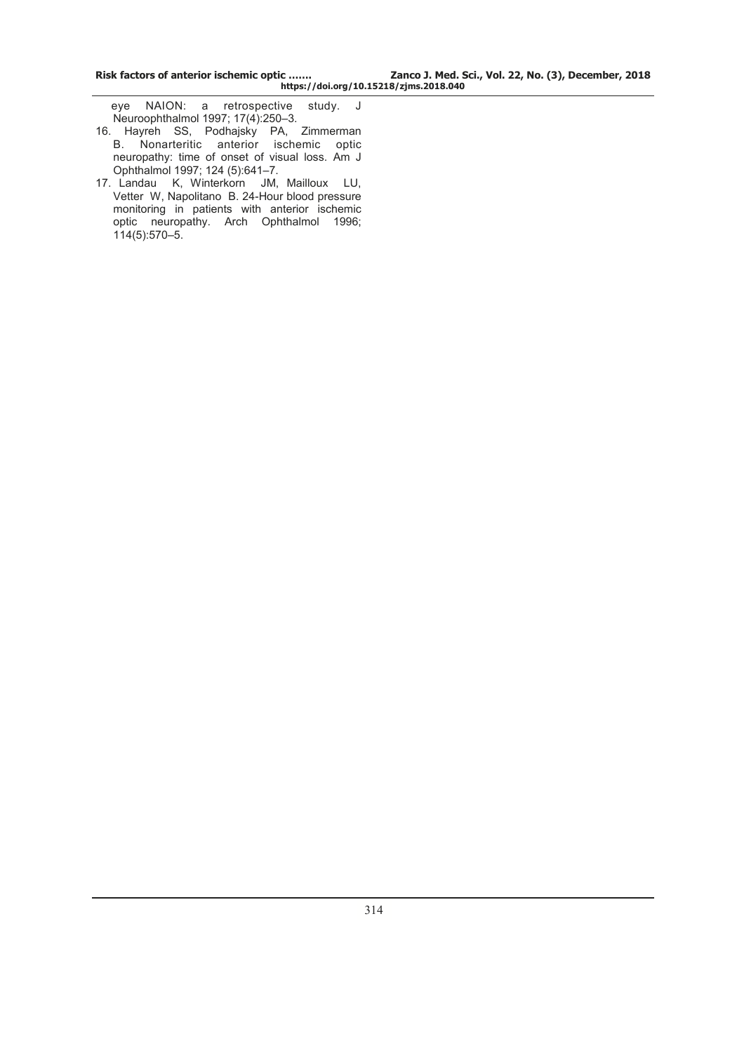eye NAION: a retrospective study. J Neuroophthalmol 1997; 17(4):250–3.

16. Hayreh SS, Podhajsky PA, Zimmerman B. Nonarteritic anterior ischemic optic neuropathy: time of onset of visual loss. Am J Ophthalmol 1997; 124 (5):641–7.
17. Landau K, Winterkorn JM, Mailloux LU, Vetter W, Napolitano B. 24-Hour blood pressure monitoring in patients with anterior ischemic optic neuropathy. Arch Ophthalmol 1996; 114(5):570–5.